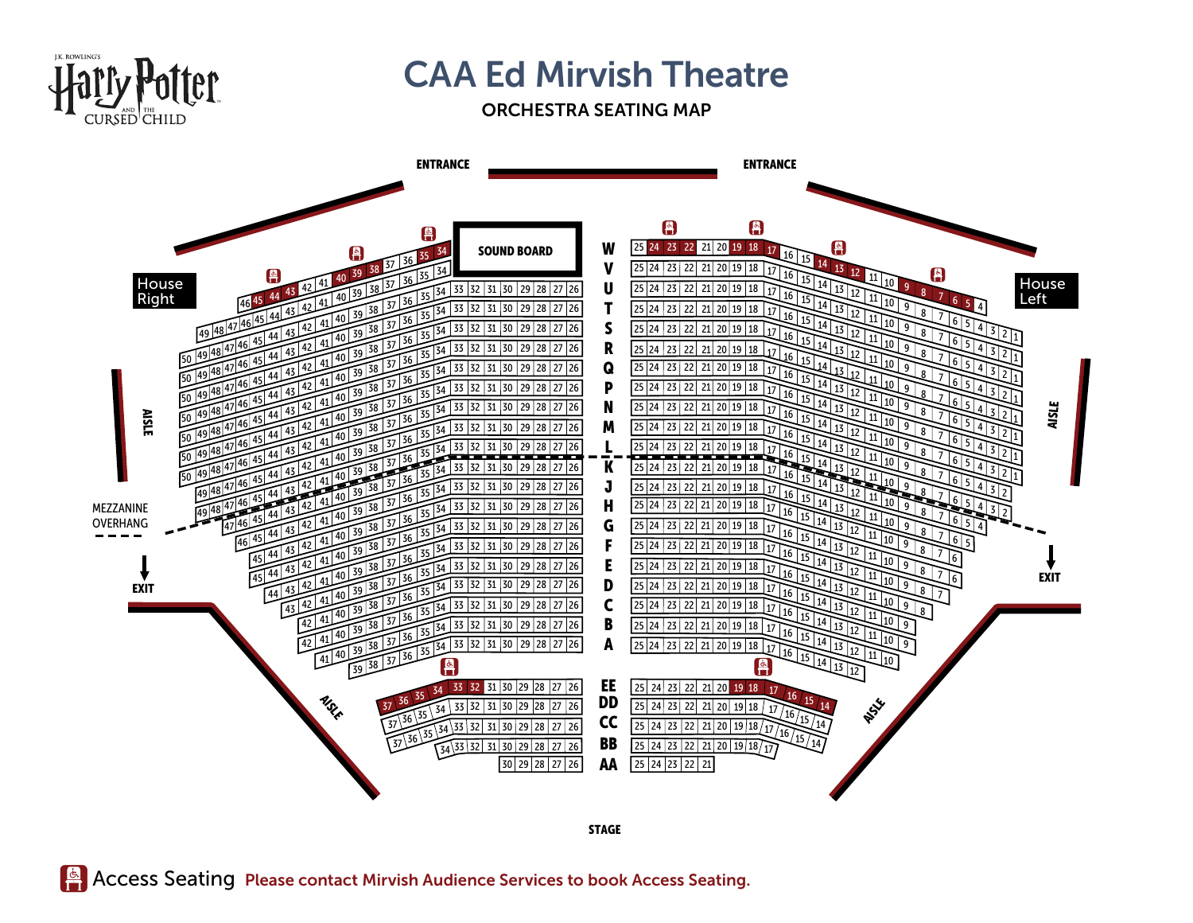J.K. ROWLING'S Harry Potter AND THE CURSED CHILD

# CAA Ed Mirvish Theatre

## ORCHESTRA SEATING MAP

ENTRANCE | ENTRANCE

SOUND BOARD

House Right | House Left

AISLE | AISLE

MEZZANINE OVERHANG

EXIT | EXIT

STAGE

Access Seating **Please contact Mirvish Audience Services to book Access Seating.**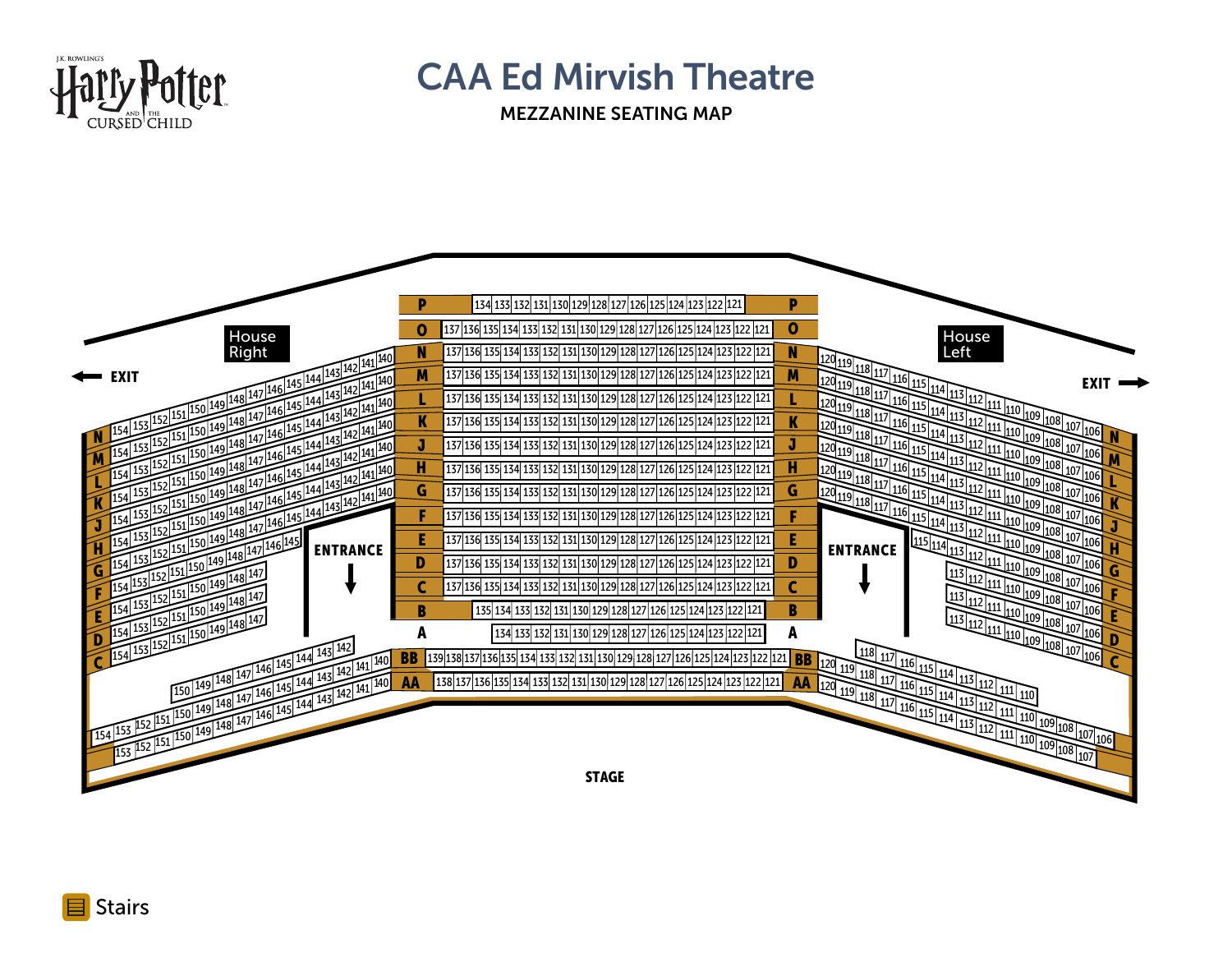J.K. ROWLING'S Harry Potter AND THE CURSED CHILD

# CAA Ed Mirvish Theatre

## MEZZANINE SEATING MAP

House Right

House Left

EXIT

EXIT

ENTRANCE

ENTRANCE

STAGE

Stairs